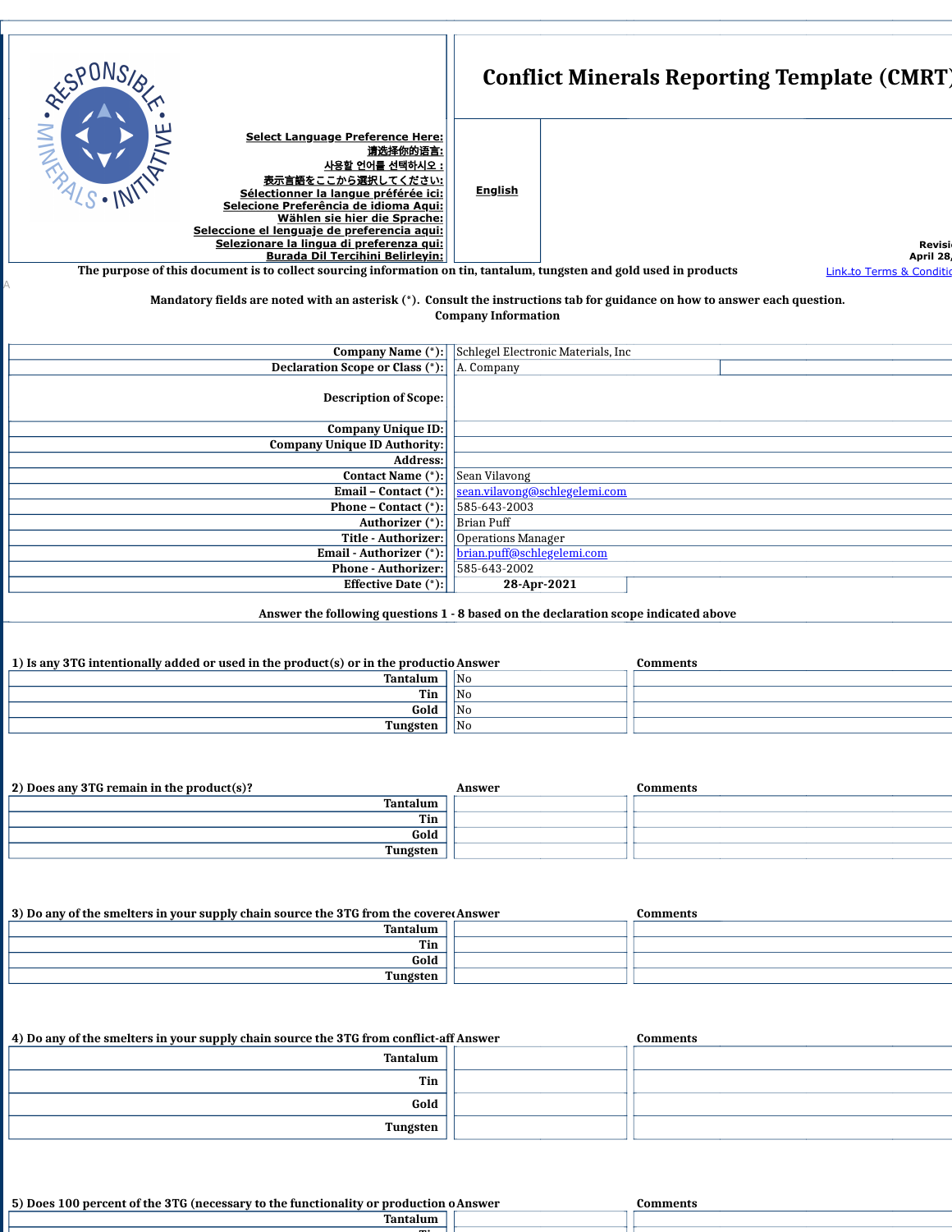# Conflict Minerals Reporting Template (CMRT

Select Language Preference Here:
请选择你的语言:
사용할 언어를 선택하시오 :
表示言語をここから選択してください:
Sélectionner la langue préférée ici:
Selecione Preferência de idioma Aqui:
Wählen sie hier die Sprache:
Seleccione el lenguaje de preferencia aqui:
Selezionare la lingua di preferenza qui:
Burada Dil Tercihini Belirleyin:

**English**

Revisi
April 28,

The purpose of this document is to collect sourcing information on tin, tantalum, tungsten and gold used in products

Link to Terms & Conditio

Mandatory fields are noted with an asterisk (*). Consult the instructions tab for guidance on how to answer each question.

**Company Information**

| | |
|---|---|
| Company Name (*): | Schlegel Electronic Materials, Inc |
| Declaration Scope or Class (*): | A. Company |
| Description of Scope: | |
| Company Unique ID: | |
| Company Unique ID Authority: | |
| Address: | |
| Contact Name (*): | Sean Vilavong |
| Email – Contact (*): | sean.vilavong@schlegelemi.com |
| Phone – Contact (*): | 585-643-2003 |
| Authorizer (*): | Brian Puff |
| Title - Authorizer: | Operations Manager |
| Email - Authorizer (*): | brian.puff@schlegelemi.com |
| Phone - Authorizer: | 585-643-2002 |
| Effective Date (*): | 28-Apr-2021 |

**Answer the following questions 1 - 8 based on the declaration scope indicated above**

| 1) Is any 3TG intentionally added or used in the product(s) or in the productio | Answer | Comments |
|---|---|---|
| Tantalum | No | |
| Tin | No | |
| Gold | No | |
| Tungsten | No | |

| 2) Does any 3TG remain in the product(s)? | Answer | Comments |
|---|---|---|
| Tantalum | | |
| Tin | | |
| Gold | | |
| Tungsten | | |

| 3) Do any of the smelters in your supply chain source the 3TG from the covere | Answer | Comments |
|---|---|---|
| Tantalum | | |
| Tin | | |
| Gold | | |
| Tungsten | | |

| 4) Do any of the smelters in your supply chain source the 3TG from conflict-aff | Answer | Comments |
|---|---|---|
| Tantalum | | |
| Tin | | |
| Gold | | |
| Tungsten | | |

| 5) Does 100 percent of the 3TG (necessary to the functionality or production o | Answer | Comments |
|---|---|---|
| Tantalum | | |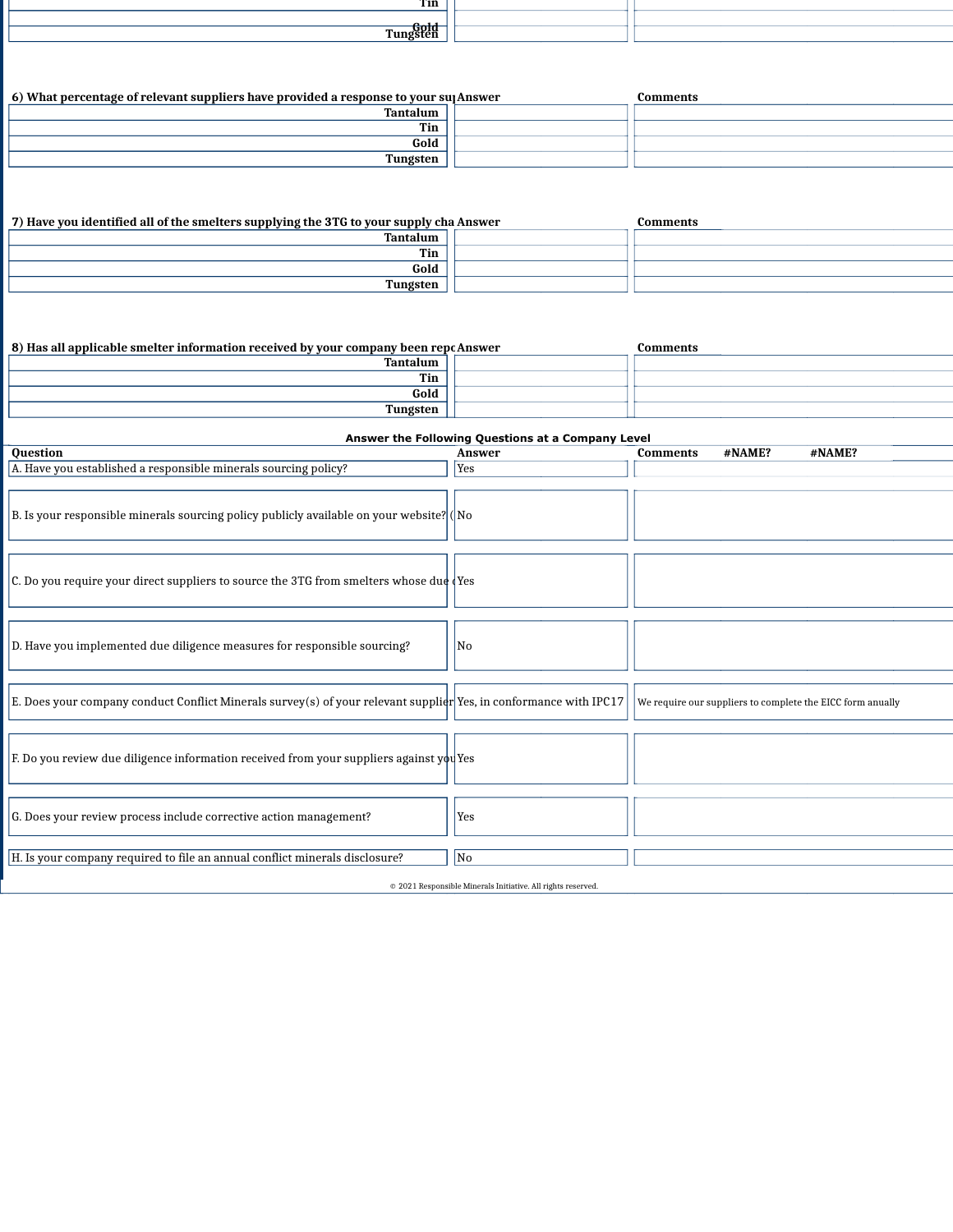| | | |
|---|---|---|
| Tin | | |
| Gold | | |
| Tungsten | | |

| 6) What percentage of relevant suppliers have provided a response to your su | Answer | Comments |
|---|---|---|
| Tantalum | | |
| Tin | | |
| Gold | | |
| Tungsten | | |

| 7) Have you identified all of the smelters supplying the 3TG to your supply cha | Answer | Comments |
|---|---|---|
| Tantalum | | |
| Tin | | |
| Gold | | |
| Tungsten | | |

| 8) Has all applicable smelter information received by your company been repo | Answer | Comments |
|---|---|---|
| Tantalum | | |
| Tin | | |
| Gold | | |
| Tungsten | | |

**Answer the Following Questions at a Company Level**

| Question | Answer | Comments | #NAME? | #NAME? |
|---|---|---|---|---|
| A. Have you established a responsible minerals sourcing policy? | Yes | | | |
| B. Is your responsible minerals sourcing policy publicly available on your website? ( | No | | | |
| C. Do you require your direct suppliers to source the 3TG from smelters whose due | Yes | | | |
| D. Have you implemented due diligence measures for responsible sourcing? | No | | | |
| E. Does your company conduct Conflict Minerals survey(s) of your relevant supplier | Yes, in conformance with IPC17 | We require our suppliers to complete the EICC form anually | | |
| F. Do you review due diligence information received from your suppliers against you | Yes | | | |
| G. Does your review process include corrective action management? | Yes | | | |
| H. Is your company required to file an annual conflict minerals disclosure? | No | | | |

© 2021 Responsible Minerals Initiative. All rights reserved.